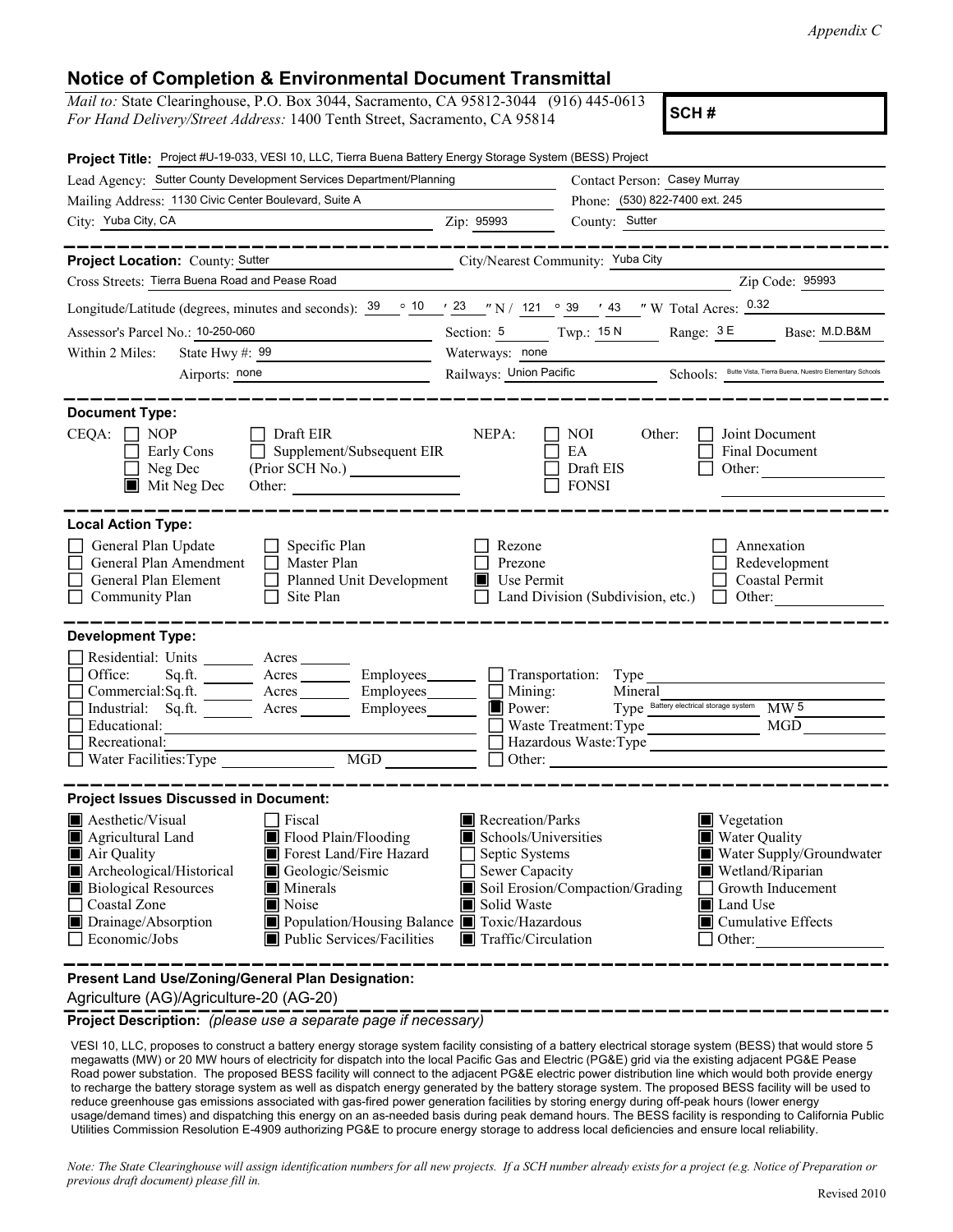*Appendix C*

# Notice of Completion & Environmental Document Transmittal

*Mail to:* State Clearinghouse, P.O. Box 3044, Sacramento, CA 95812-3044 (916) 445-0613
*For Hand Delivery/Street Address:* 1400 Tenth Street, Sacramento, CA 95814

**SCH #**

**Project Title:** Project #U-19-033, VESI 10, LLC, Tierra Buena Battery Energy Storage System (BESS) Project

Lead Agency: Sutter County Development Services Department/Planning
Contact Person: Casey Murray
Mailing Address: 1130 Civic Center Boulevard, Suite A
Phone: (530) 822-7400 ext. 245
City: Yuba City, CA
Zip: 95993
County: Sutter

---

**Project Location:** County: Sutter
City/Nearest Community: Yuba City
Cross Streets: Tierra Buena Road and Pease Road
Zip Code: 95993
Longitude/Latitude (degrees, minutes and seconds): 39 ° 10 ′ 23 ″ N / 121 ° 39 ′ 43 ″ W Total Acres: 0.32
Assessor's Parcel No.: 10-250-060
Section: 5 Twp.: 15 N Range: 3 E Base: M.D.B&M
Within 2 Miles: State Hwy #: 99
Waterways: none
Airports: none
Railways: Union Pacific
Schools: Butte Vista, Tierra Buena, Nuestro Elementary Schools

---

**Document Type:**

CEQA: ☐ NOP ☐ Early Cons ☐ Neg Dec ■ Mit Neg Dec ☐ Draft EIR ☐ Supplement/Subsequent EIR (Prior SCH No.) ______ Other: ______

NEPA: ☐ NOI ☐ EA ☐ Draft EIS ☐ FONSI

Other: ☐ Joint Document ☐ Final Document ☐ Other: ______

---

**Local Action Type:**

☐ General Plan Update ☐ General Plan Amendment ☐ General Plan Element ☐ Community Plan ☐ Specific Plan ☐ Master Plan ☐ Planned Unit Development ☐ Site Plan ☐ Rezone ☐ Prezone ■ Use Permit ☐ Land Division (Subdivision, etc.) ☐ Annexation ☐ Redevelopment ☐ Coastal Permit ☐ Other: ______

---

**Development Type:**

☐ Residential: Units ______ Acres ______
☐ Office: Sq.ft. ______ Acres ______ Employees ______
☐ Commercial: Sq.ft. ______ Acres ______ Employees ______
☐ Industrial: Sq.ft. ______ Acres ______ Employees ______
☐ Educational: ______
☐ Recreational: ______
☐ Water Facilities: Type ______ MGD ______
☐ Transportation: Type ______
☐ Mining: Mineral ______
■ Power: Type Battery electrical storage system MW 5
☐ Waste Treatment: Type ______ MGD ______
☐ Hazardous Waste: Type ______
☐ Other: ______

---

**Project Issues Discussed in Document:**

■ Aesthetic/Visual
■ Agricultural Land
■ Air Quality
■ Archeological/Historical
■ Biological Resources
☐ Coastal Zone
■ Drainage/Absorption
☐ Economic/Jobs
☐ Fiscal
■ Flood Plain/Flooding
■ Forest Land/Fire Hazard
■ Geologic/Seismic
■ Minerals
■ Noise
■ Population/Housing Balance
■ Public Services/Facilities
■ Recreation/Parks
■ Schools/Universities
☐ Septic Systems
☐ Sewer Capacity
■ Soil Erosion/Compaction/Grading
■ Solid Waste
■ Toxic/Hazardous
■ Traffic/Circulation
■ Vegetation
■ Water Quality
■ Water Supply/Groundwater
■ Wetland/Riparian
☐ Growth Inducement
■ Land Use
■ Cumulative Effects
☐ Other: ______

---

**Present Land Use/Zoning/General Plan Designation:**

Agriculture (AG)/Agriculture-20 (AG-20)

---

**Project Description:** *(please use a separate page if necessary)*

VESI 10, LLC, proposes to construct a battery energy storage system facility consisting of a battery electrical storage system (BESS) that would store 5 megawatts (MW) or 20 MW hours of electricity for dispatch into the local Pacific Gas and Electric (PG&E) grid via the existing adjacent PG&E Pease Road power substation. The proposed BESS facility will connect to the adjacent PG&E electric power distribution line which would both provide energy to recharge the battery storage system as well as dispatch energy generated by the battery storage system. The proposed BESS facility will be used to reduce greenhouse gas emissions associated with gas-fired power generation facilities by storing energy during off-peak hours (lower energy usage/demand times) and dispatching this energy on an as-needed basis during peak demand hours. The BESS facility is responding to California Public Utilities Commission Resolution E-4909 authorizing PG&E to procure energy storage to address local deficiencies and ensure local reliability.

*Note: The State Clearinghouse will assign identification numbers for all new projects. If a SCH number already exists for a project (e.g. Notice of Preparation or previous draft document) please fill in.*

Revised 2010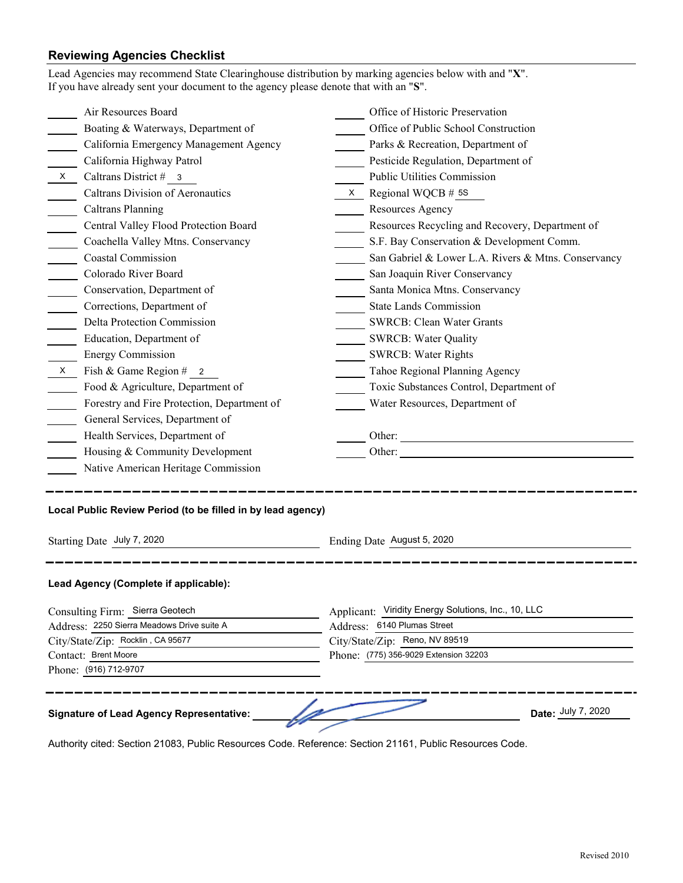## Reviewing Agencies Checklist

Lead Agencies may recommend State Clearinghouse distribution by marking agencies below with and "**X**".
If you have already sent your document to the agency please denote that with an "**S**".

| | | | |
|---|---|---|---|
| | Air Resources Board | | Office of Historic Preservation |
| | Boating & Waterways, Department of | | Office of Public School Construction |
| | California Emergency Management Agency | | Parks & Recreation, Department of |
| | California Highway Patrol | | Pesticide Regulation, Department of |
| X | Caltrans District # 3 | | Public Utilities Commission |
| | Caltrans Division of Aeronautics | X | Regional WQCB # 5S |
| | Caltrans Planning | | Resources Agency |
| | Central Valley Flood Protection Board | | Resources Recycling and Recovery, Department of |
| | Coachella Valley Mtns. Conservancy | | S.F. Bay Conservation & Development Comm. |
| | Coastal Commission | | San Gabriel & Lower L.A. Rivers & Mtns. Conservancy |
| | Colorado River Board | | San Joaquin River Conservancy |
| | Conservation, Department of | | Santa Monica Mtns. Conservancy |
| | Corrections, Department of | | State Lands Commission |
| | Delta Protection Commission | | SWRCB: Clean Water Grants |
| | Education, Department of | | SWRCB: Water Quality |
| | Energy Commission | | SWRCB: Water Rights |
| X | Fish & Game Region # 2 | | Tahoe Regional Planning Agency |
| | Food & Agriculture, Department of | | Toxic Substances Control, Department of |
| | Forestry and Fire Protection, Department of | | Water Resources, Department of |
| | General Services, Department of | | |
| | Health Services, Department of | | Other: |
| | Housing & Community Development | | Other: |
| | Native American Heritage Commission | | |

---

**Local Public Review Period (to be filled in by lead agency)**

Starting Date July 7, 2020

Ending Date August 5, 2020

---

**Lead Agency (Complete if applicable):**

Consulting Firm: Sierra Geotech
Address: 2250 Sierra Meadows Drive suite A
City/State/Zip: Rocklin , CA 95677
Contact: Brent Moore
Phone: (916) 712-9707

Applicant: Viridity Energy Solutions, Inc., 10, LLC
Address: 6140 Plumas Street
City/State/Zip: Reno, NV 89519
Phone: (775) 356-9029 Extension 32203

---

**Signature of Lead Agency Representative:** ______________________ **Date:** July 7, 2020

Authority cited: Section 21083, Public Resources Code. Reference: Section 21161, Public Resources Code.

Revised 2010